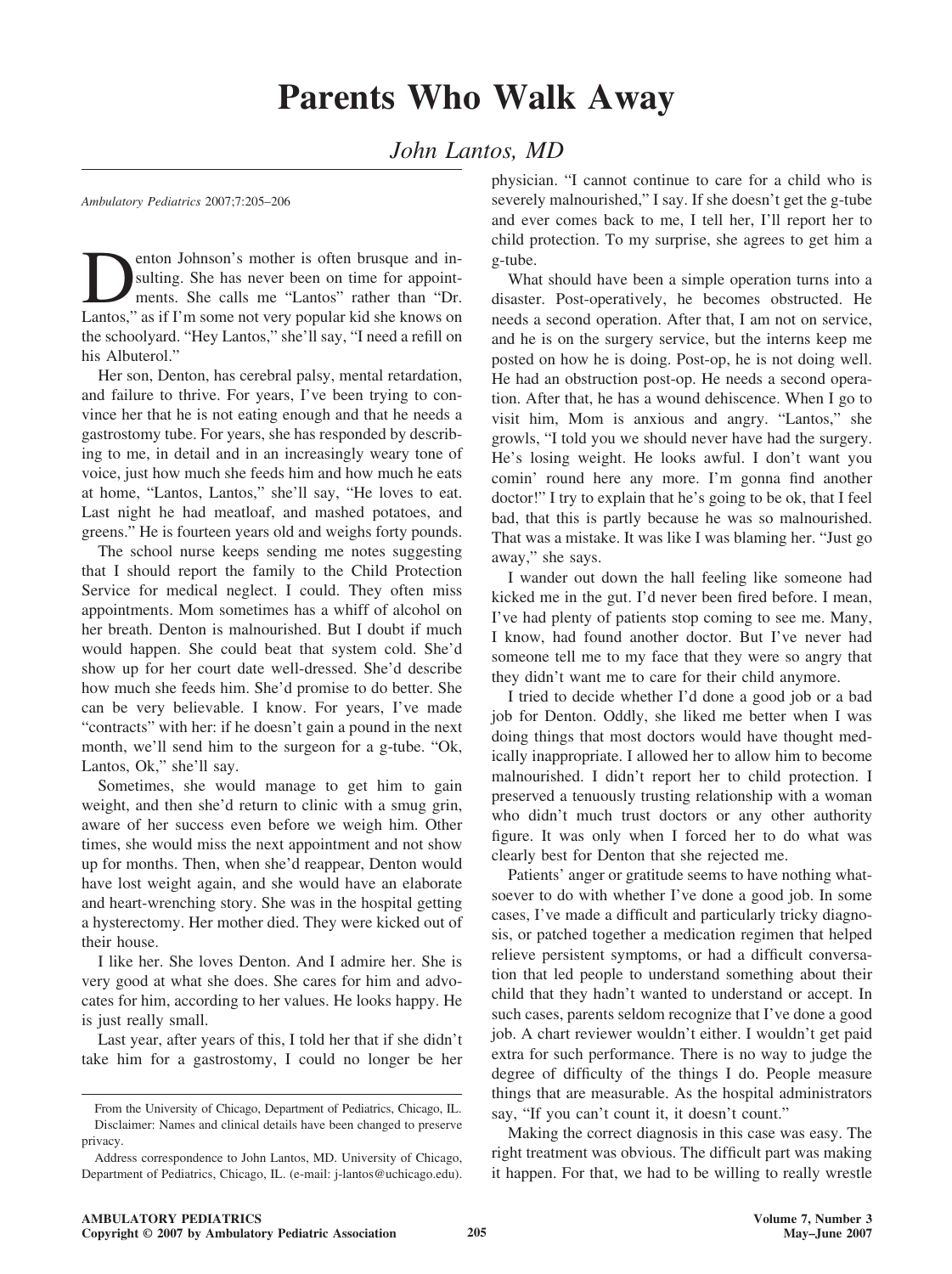# Parents Who Walk Away

*John Lantos, MD*

*Ambulatory Pediatrics* 2007;7:205–206

Denton Johnson's mother is often brusque and insulting. She has never been on time for appointments. She calls me "Lantos" rather than "Dr. Lantos," as if I'm some not very popular kid she knows on the schoolyard. "Hey Lantos," she'll say, "I need a refill on his Albuterol."

Her son, Denton, has cerebral palsy, mental retardation, and failure to thrive. For years, I've been trying to convince her that he is not eating enough and that he needs a gastrostomy tube. For years, she has responded by describing to me, in detail and in an increasingly weary tone of voice, just how much she feeds him and how much he eats at home, "Lantos, Lantos," she'll say, "He loves to eat. Last night he had meatloaf, and mashed potatoes, and greens." He is fourteen years old and weighs forty pounds.

The school nurse keeps sending me notes suggesting that I should report the family to the Child Protection Service for medical neglect. I could. They often miss appointments. Mom sometimes has a whiff of alcohol on her breath. Denton is malnourished. But I doubt if much would happen. She could beat that system cold. She'd show up for her court date well-dressed. She'd describe how much she feeds him. She'd promise to do better. She can be very believable. I know. For years, I've made "contracts" with her: if he doesn't gain a pound in the next month, we'll send him to the surgeon for a g-tube. "Ok, Lantos, Ok," she'll say.

Sometimes, she would manage to get him to gain weight, and then she'd return to clinic with a smug grin, aware of her success even before we weigh him. Other times, she would miss the next appointment and not show up for months. Then, when she'd reappear, Denton would have lost weight again, and she would have an elaborate and heart-wrenching story. She was in the hospital getting a hysterectomy. Her mother died. They were kicked out of their house.

I like her. She loves Denton. And I admire her. She is very good at what she does. She cares for him and advocates for him, according to her values. He looks happy. He is just really small.

Last year, after years of this, I told her that if she didn't take him for a gastrostomy, I could no longer be her physician. "I cannot continue to care for a child who is severely malnourished," I say. If she doesn't get the g-tube and ever comes back to me, I tell her, I'll report her to child protection. To my surprise, she agrees to get him a g-tube.

What should have been a simple operation turns into a disaster. Post-operatively, he becomes obstructed. He needs a second operation. After that, I am not on service, and he is on the surgery service, but the interns keep me posted on how he is doing. Post-op, he is not doing well. He had an obstruction post-op. He needs a second operation. After that, he has a wound dehiscence. When I go to visit him, Mom is anxious and angry. "Lantos," she growls, "I told you we should never have had the surgery. He's losing weight. He looks awful. I don't want you comin' round here any more. I'm gonna find another doctor!" I try to explain that he's going to be ok, that I feel bad, that this is partly because he was so malnourished. That was a mistake. It was like I was blaming her. "Just go away," she says.

I wander out down the hall feeling like someone had kicked me in the gut. I'd never been fired before. I mean, I've had plenty of patients stop coming to see me. Many, I know, had found another doctor. But I've never had someone tell me to my face that they were so angry that they didn't want me to care for their child anymore.

I tried to decide whether I'd done a good job or a bad job for Denton. Oddly, she liked me better when I was doing things that most doctors would have thought medically inappropriate. I allowed her to allow him to become malnourished. I didn't report her to child protection. I preserved a tenuously trusting relationship with a woman who didn't much trust doctors or any other authority figure. It was only when I forced her to do what was clearly best for Denton that she rejected me.

Patients' anger or gratitude seems to have nothing whatsoever to do with whether I've done a good job. In some cases, I've made a difficult and particularly tricky diagnosis, or patched together a medication regimen that helped relieve persistent symptoms, or had a difficult conversation that led people to understand something about their child that they hadn't wanted to understand or accept. In such cases, parents seldom recognize that I've done a good job. A chart reviewer wouldn't either. I wouldn't get paid extra for such performance. There is no way to judge the degree of difficulty of the things I do. People measure things that are measurable. As the hospital administrators say, "If you can't count it, it doesn't count."

Making the correct diagnosis in this case was easy. The right treatment was obvious. The difficult part was making it happen. For that, we had to be willing to really wrestle

From the University of Chicago, Department of Pediatrics, Chicago, IL.

Disclaimer: Names and clinical details have been changed to preserve privacy.

Address correspondence to John Lantos, MD. University of Chicago, Department of Pediatrics, Chicago, IL. (e-mail: j-lantos@uchicago.edu).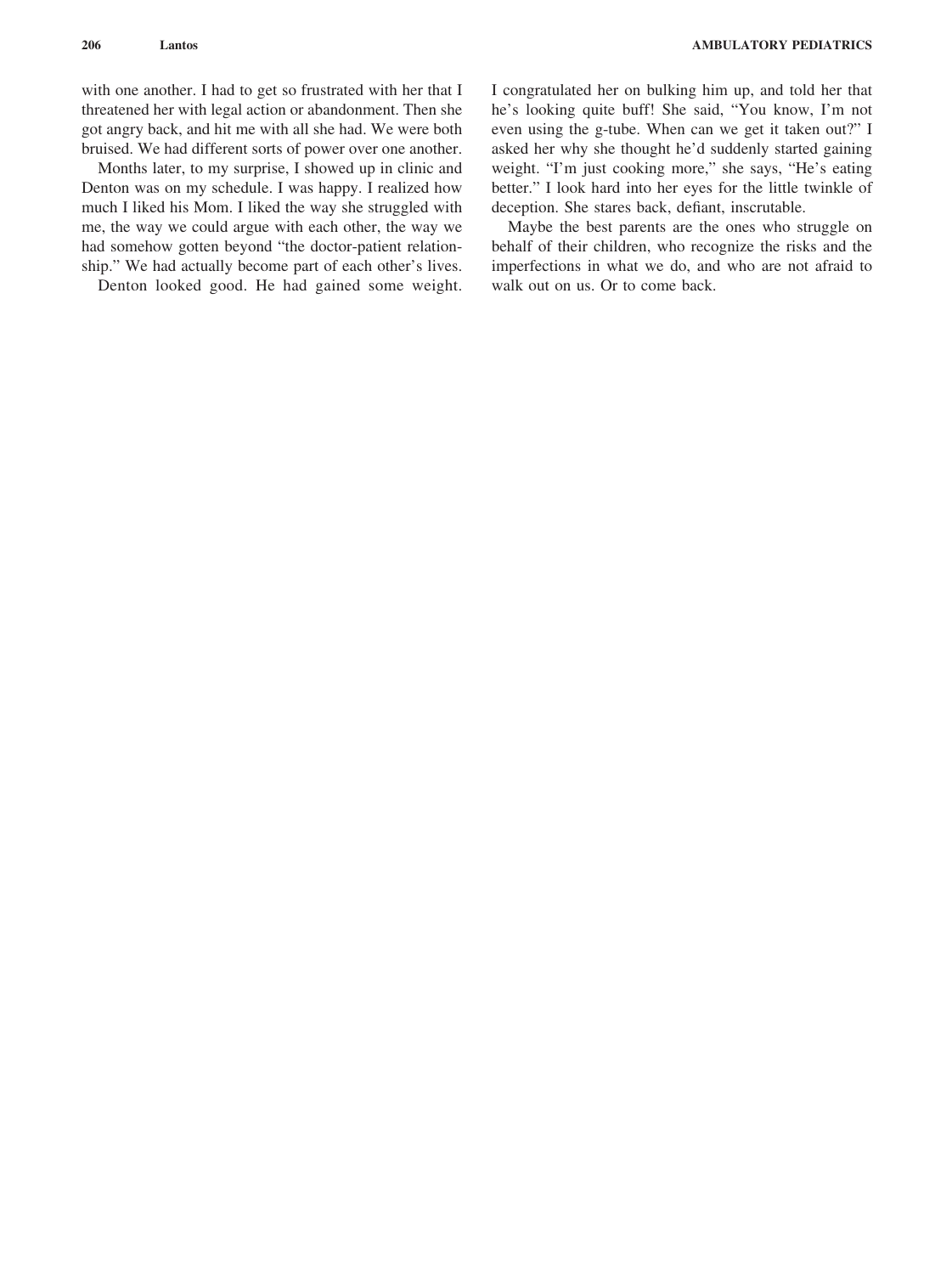with one another. I had to get so frustrated with her that I threatened her with legal action or abandonment. Then she got angry back, and hit me with all she had. We were both bruised. We had different sorts of power over one another.

Months later, to my surprise, I showed up in clinic and Denton was on my schedule. I was happy. I realized how much I liked his Mom. I liked the way she struggled with me, the way we could argue with each other, the way we had somehow gotten beyond "the doctor-patient relationship." We had actually become part of each other's lives.

Denton looked good. He had gained some weight. I congratulated her on bulking him up, and told her that he's looking quite buff! She said, "You know, I'm not even using the g-tube. When can we get it taken out?" I asked her why she thought he'd suddenly started gaining weight. "I'm just cooking more," she says, "He's eating better." I look hard into her eyes for the little twinkle of deception. She stares back, defiant, inscrutable.

Maybe the best parents are the ones who struggle on behalf of their children, who recognize the risks and the imperfections in what we do, and who are not afraid to walk out on us. Or to come back.